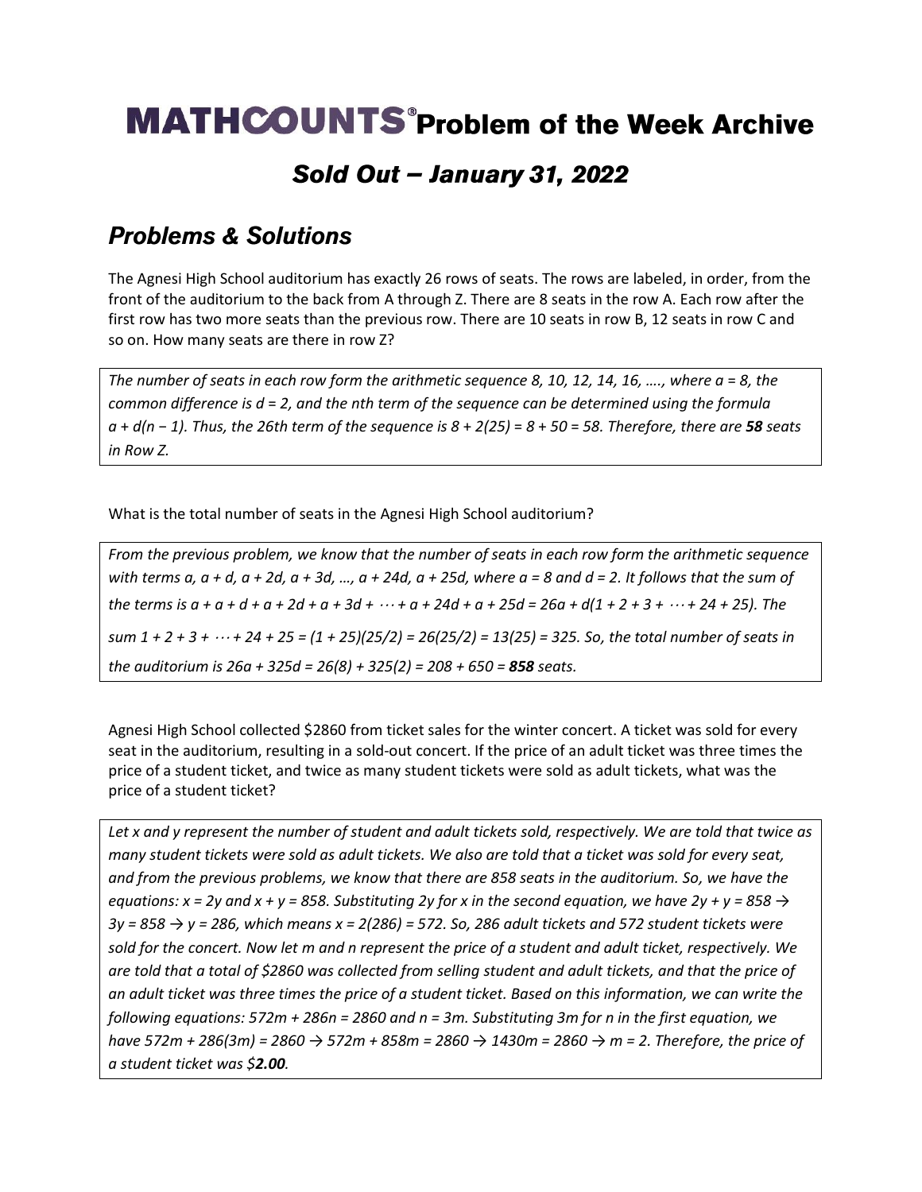# MATHCOUNTS® Problem of the Week Archive

## *Sold Out – January 31, 2022*

## *Problems & Solutions*

The Agnesi High School auditorium has exactly 26 rows of seats. The rows are labeled, in order, from the front of the auditorium to the back from A through Z. There are 8 seats in the row A. Each row after the first row has two more seats than the previous row. There are 10 seats in row B, 12 seats in row C and so on. How many seats are there in row Z?

> *The number of seats in each row form the arithmetic sequence 8, 10, 12, 14, 16, …., where $a = 8$, the common difference is $d = 2$, and the nth term of the sequence can be determined using the formula $a + d(n - 1)$. Thus, the 26th term of the sequence is $8 + 2(25) = 8 + 50 = 58$. Therefore, there are **58** seats in Row Z.*

What is the total number of seats in the Agnesi High School auditorium?

> *From the previous problem, we know that the number of seats in each row form the arithmetic sequence with terms $a, a + d, a + 2d, a + 3d, …, a + 24d, a + 25d$, where $a = 8$ and $d = 2$. It follows that the sum of the terms is $a + a + d + a + 2d + a + 3d + \cdots + a + 24d + a + 25d = 26a + d(1 + 2 + 3 + \cdots + 24 + 25)$. The sum $1 + 2 + 3 + \cdots + 24 + 25 = (1 + 25)(25/2) = 26(25/2) = 13(25) = 325$. So, the total number of seats in the auditorium is $26a + 325d = 26(8) + 325(2) = 208 + 650 =$ **858** seats.*

Agnesi High School collected \$2860 from ticket sales for the winter concert. A ticket was sold for every seat in the auditorium, resulting in a sold-out concert. If the price of an adult ticket was three times the price of a student ticket, and twice as many student tickets were sold as adult tickets, what was the price of a student ticket?

> *Let x and y represent the number of student and adult tickets sold, respectively. We are told that twice as many student tickets were sold as adult tickets. We also are told that a ticket was sold for every seat, and from the previous problems, we know that there are 858 seats in the auditorium. So, we have the equations: $x = 2y$ and $x + y = 858$. Substituting 2y for x in the second equation, we have $2y + y = 858 \rightarrow 3y = 858 \rightarrow y = 286$, which means $x = 2(286) = 572$. So, 286 adult tickets and 572 student tickets were sold for the concert. Now let m and n represent the price of a student and adult ticket, respectively. We are told that a total of \$2860 was collected from selling student and adult tickets, and that the price of an adult ticket was three times the price of a student ticket. Based on this information, we can write the following equations: $572m + 286n = 2860$ and $n = 3m$. Substituting 3m for n in the first equation, we have $572m + 286(3m) = 2860 \rightarrow 572m + 858m = 2860 \rightarrow 1430m = 2860 \rightarrow m = 2$. Therefore, the price of a student ticket was \$**2.00**.*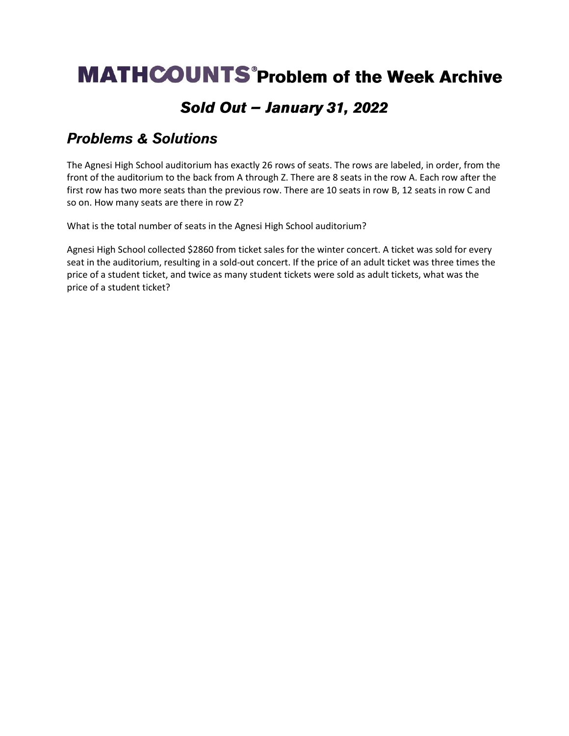# MATHCOUNTS® Problem of the Week Archive

## *Sold Out – January 31, 2022*

### *Problems & Solutions*

The Agnesi High School auditorium has exactly 26 rows of seats. The rows are labeled, in order, from the front of the auditorium to the back from A through Z. There are 8 seats in the row A. Each row after the first row has two more seats than the previous row. There are 10 seats in row B, 12 seats in row C and so on. How many seats are there in row Z?

What is the total number of seats in the Agnesi High School auditorium?

Agnesi High School collected $2860 from ticket sales for the winter concert. A ticket was sold for every seat in the auditorium, resulting in a sold-out concert. If the price of an adult ticket was three times the price of a student ticket, and twice as many student tickets were sold as adult tickets, what was the price of a student ticket?